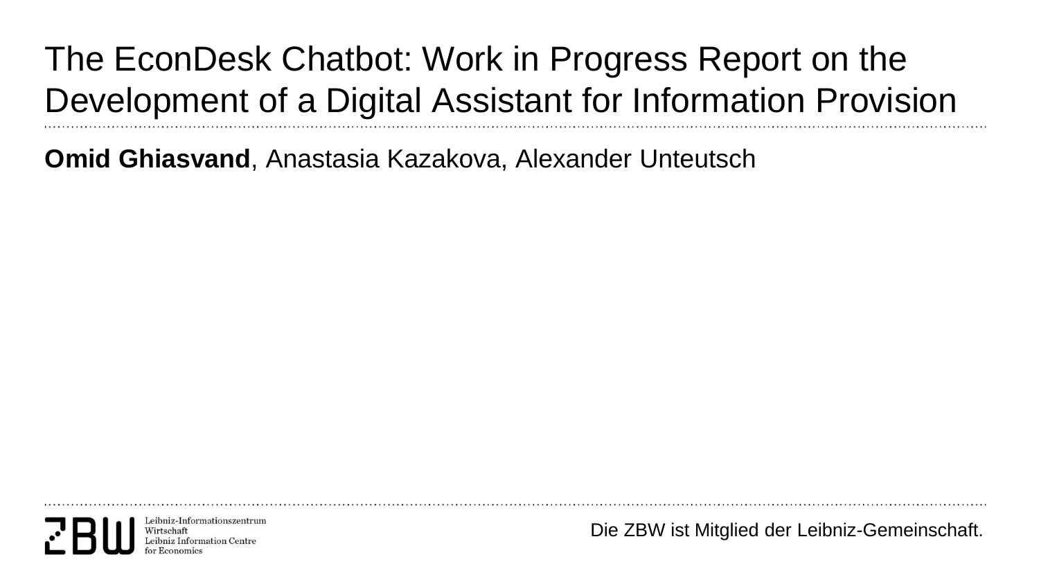# The EconDesk Chatbot: Work in Progress Report on the Development of a Digital Assistant for Information Provision

**Omid Ghiasvand**, Anastasia Kazakova, Alexander Unteutsch

Leibniz-Informationszentrum Wirtschaft
Leibniz Information Centre for Economics

Die ZBW ist Mitglied der Leibniz-Gemeinschaft.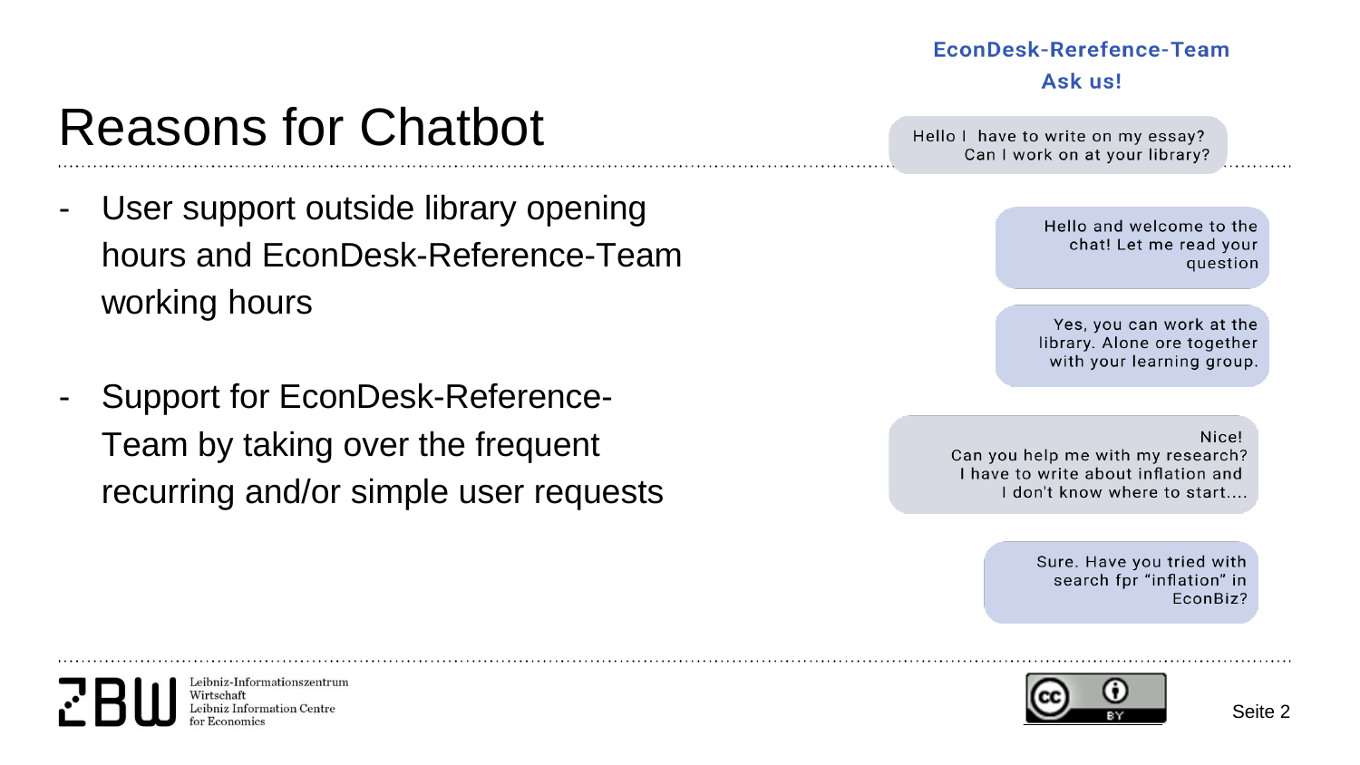# Reasons for Chatbot

- User support outside library opening hours and EconDesk-Reference-Team working hours
- Support for EconDesk-Reference-Team by taking over the frequent recurring and/or simple user requests

**EconDesk-Rerefence-Team**
**Ask us!**

Hello I have to write on my essay? Can I work on at your library?

Hello and welcome to the chat! Let me read your question

Yes, you can work at the library. Alone ore together with your learning group.

Nice!
Can you help me with my research?
I have to write about inflation and I don't know where to start....

Sure. Have you tried with search fpr "inflation" in EconBiz?

Leibniz-Informationszentrum Wirtschaft
Leibniz Information Centre for Economics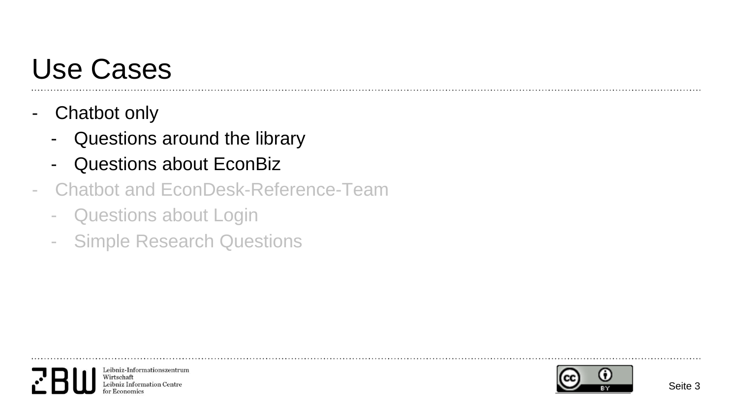# Use Cases

- Chatbot only
  - Questions around the library
  - Questions about EconBiz
- Chatbot and EconDesk-Reference-Team
  - Questions about Login
  - Simple Research Questions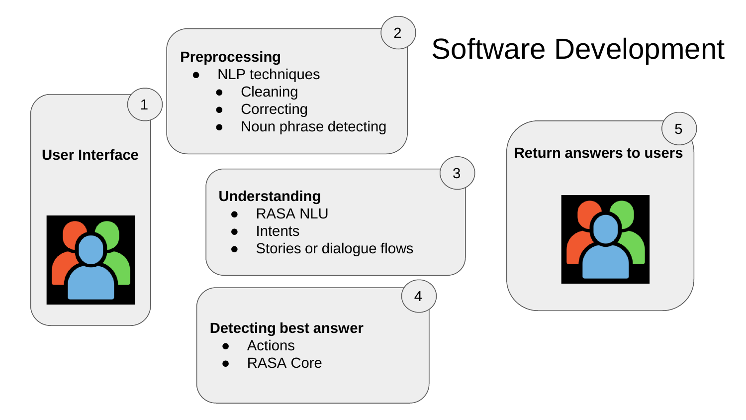# Software Development

## 1 User Interface

## 2 Preprocessing

- NLP techniques
  - Cleaning
  - Correcting
  - Noun phrase detecting

## 3 Understanding

- RASA NLU
- Intents
- Stories or dialogue flows

## 4 Detecting best answer

- Actions
- RASA Core

## 5 Return answers to users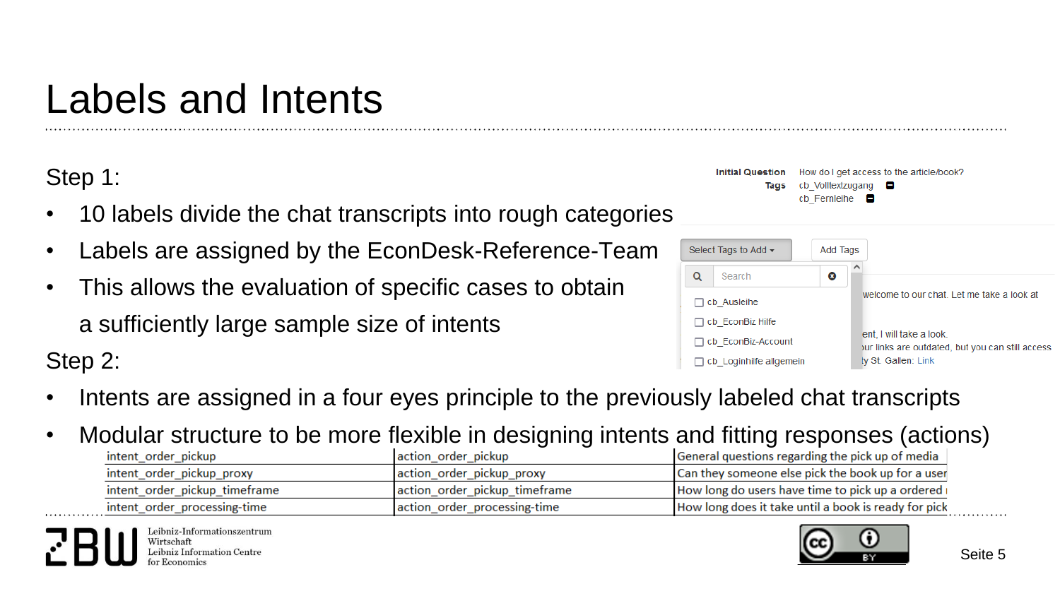# Labels and Intents

Step 1:

- 10 labels divide the chat transcripts into rough categories
- Labels are assigned by the EconDesk-Reference-Team
- This allows the evaluation of specific cases to obtain a sufficiently large sample size of intents

**Initial Question** How do I get access to the article/book?
**Tags** cb_Volltextzugang, cb_Fernleihe

Select Tags to Add | Add Tags

Search

- cb_Ausleihe
- cb_EconBiz Hilfe
- cb_EconBiz-Account
- cb_Loginhilfe allgemein

welcome to our chat. Let me take a look at

ent, I will take a look.
our links are outdated, but you can still access
ty St. Gallen: Link

Step 2:

- Intents are assigned in a four eyes principle to the previously labeled chat transcripts
- Modular structure to be more flexible in designing intents and fitting responses (actions)

| | | |
|---|---|---|
| intent_order_pickup | action_order_pickup | General questions regarding the pick up of media |
| intent_order_pickup_proxy | action_order_pickup_proxy | Can they someone else pick the book up for a user |
| intent_order_pickup_timeframe | action_order_pickup_timeframe | How long do users have time to pick up a ordered |
| intent_order_processing-time | action_order_processing-time | How long does it take until a book is ready for pick |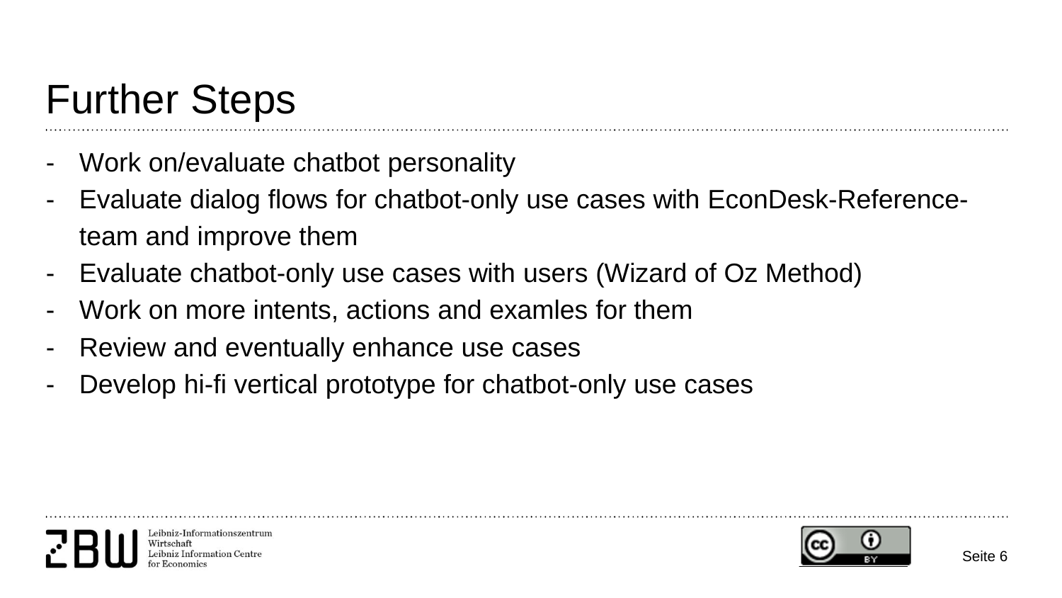# Further Steps

- Work on/evaluate chatbot personality
- Evaluate dialog flows for chatbot-only use cases with EconDesk-Reference-team and improve them
- Evaluate chatbot-only use cases with users (Wizard of Oz Method)
- Work on more intents, actions and examles for them
- Review and eventually enhance use cases
- Develop hi-fi vertical prototype for chatbot-only use cases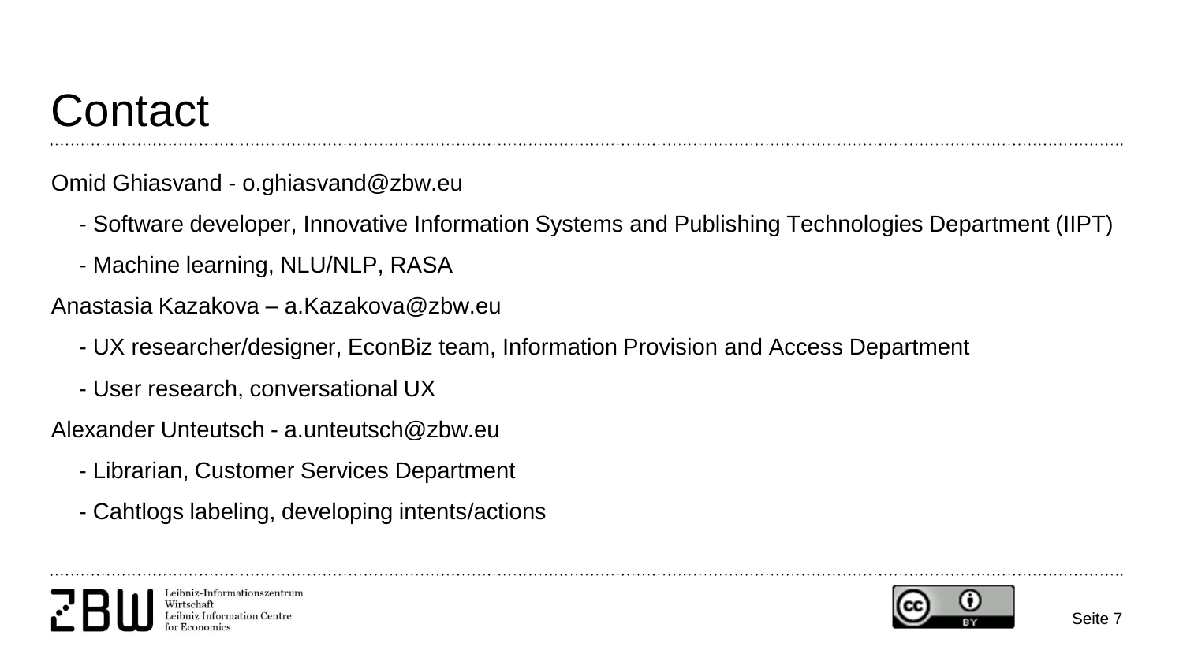# Contact

Omid Ghiasvand - o.ghiasvand@zbw.eu

- Software developer, Innovative Information Systems and Publishing Technologies Department (IIPT)
- Machine learning, NLU/NLP, RASA

Anastasia Kazakova – a.Kazakova@zbw.eu

- UX researcher/designer, EconBiz team, Information Provision and Access Department
- User research, conversational UX

Alexander Unteutsch - a.unteutsch@zbw.eu

- Librarian, Customer Services Department
- Cahtlogs labeling, developing intents/actions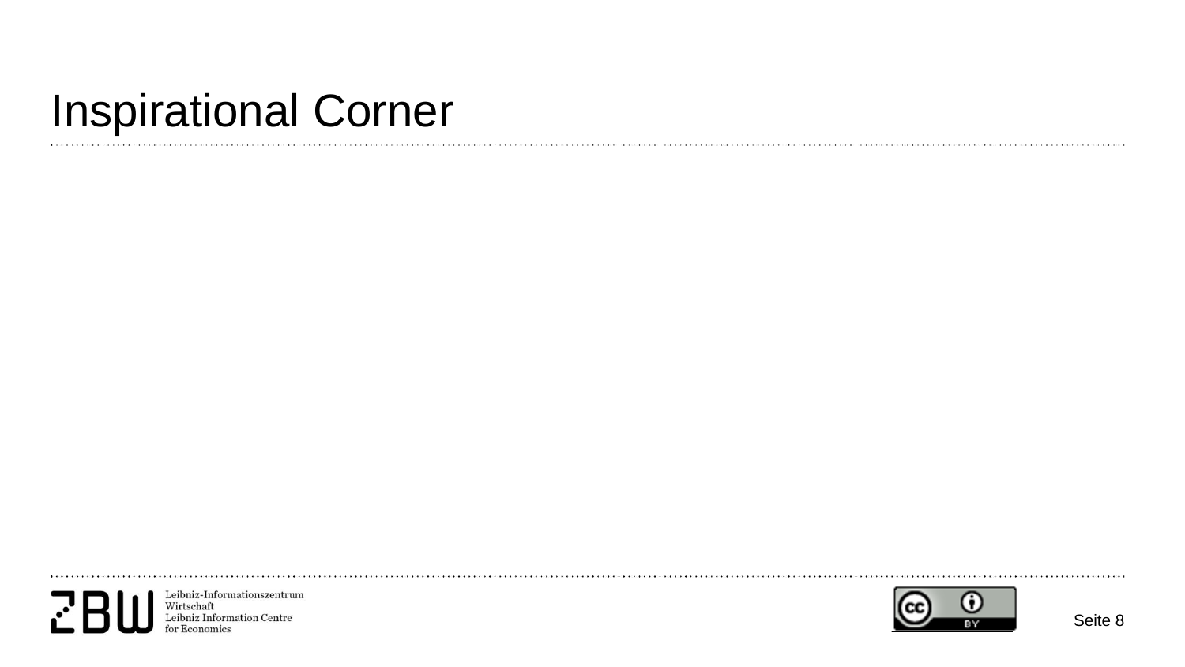# Inspirational Corner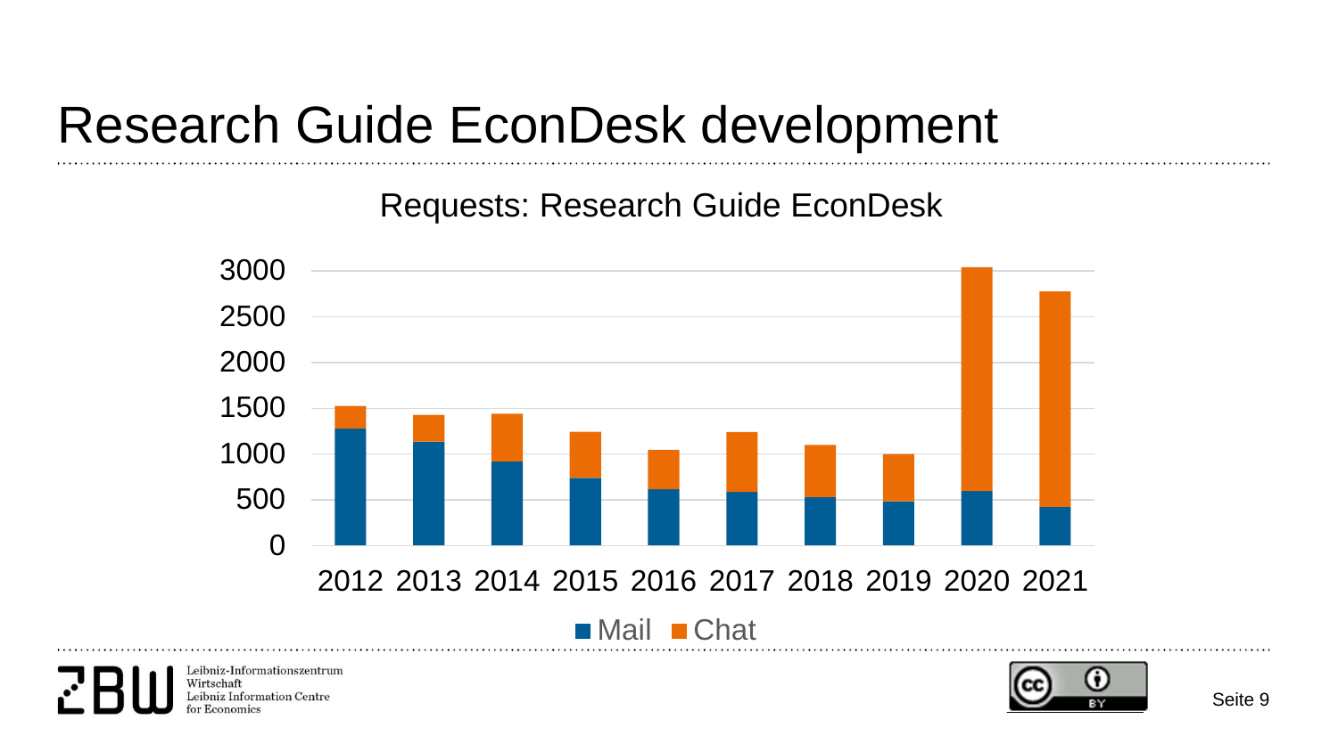# Research Guide EconDesk development

Requests: Research Guide EconDesk

3000
2500
2000
1500
1000
500
0

2012 2013 2014 2015 2016 2017 2018 2019 2020 2021

■ Mail ■ Chat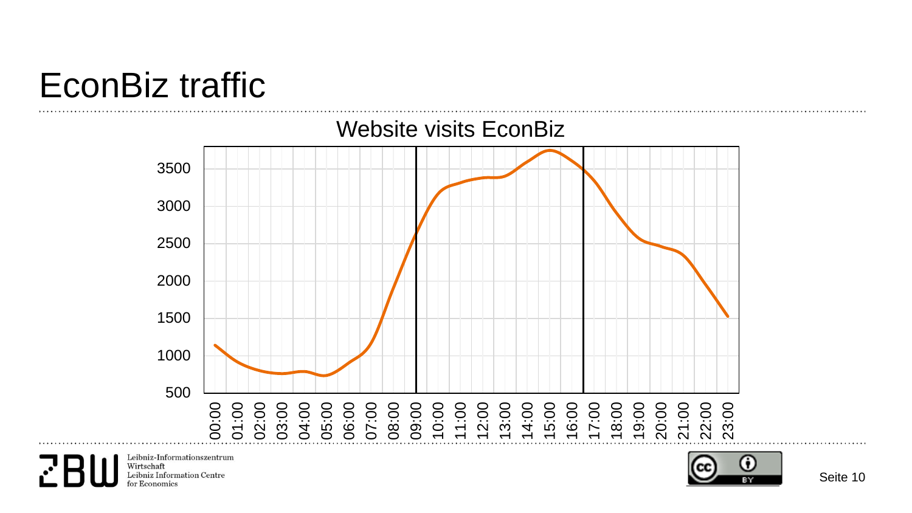# EconBiz traffic

Website visits EconBiz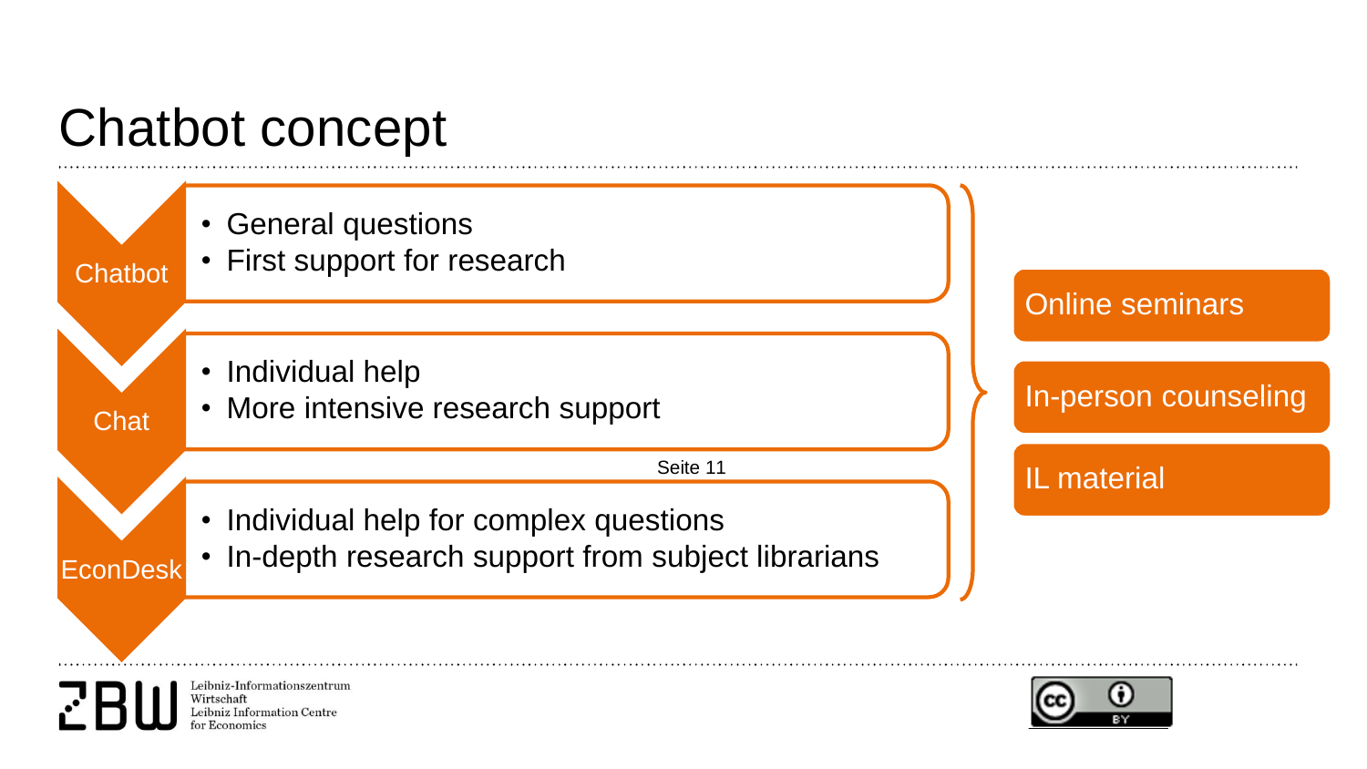# Chatbot concept

**Chatbot**

- General questions
- First support for research

**Chat**

- Individual help
- More intensive research support

**EconDesk**

- Individual help for complex questions
- In-depth research support from subject librarians

Online seminars

In-person counseling

IL material

Leibniz-Informationszentrum Wirtschaft
Leibniz Information Centre for Economics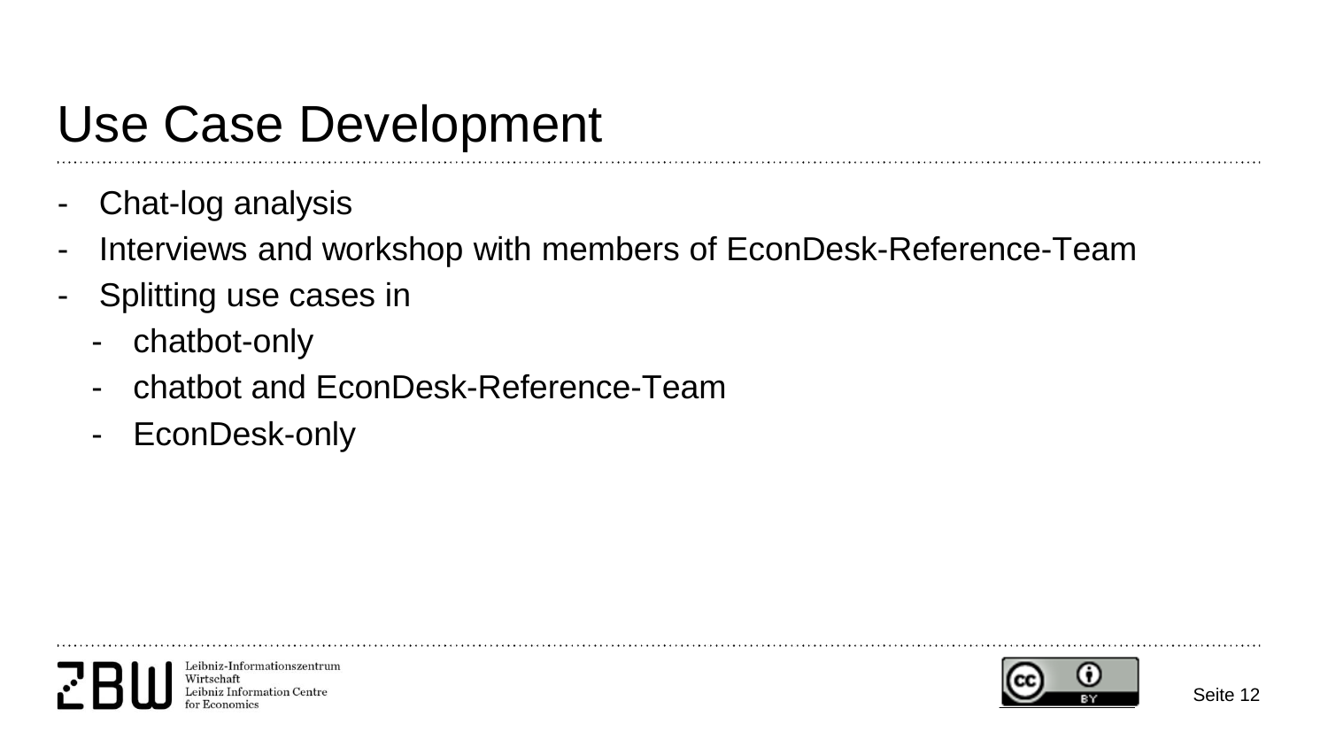# Use Case Development

- Chat-log analysis
- Interviews and workshop with members of EconDesk-Reference-Team
- Splitting use cases in
  - chatbot-only
  - chatbot and EconDesk-Reference-Team
  - EconDesk-only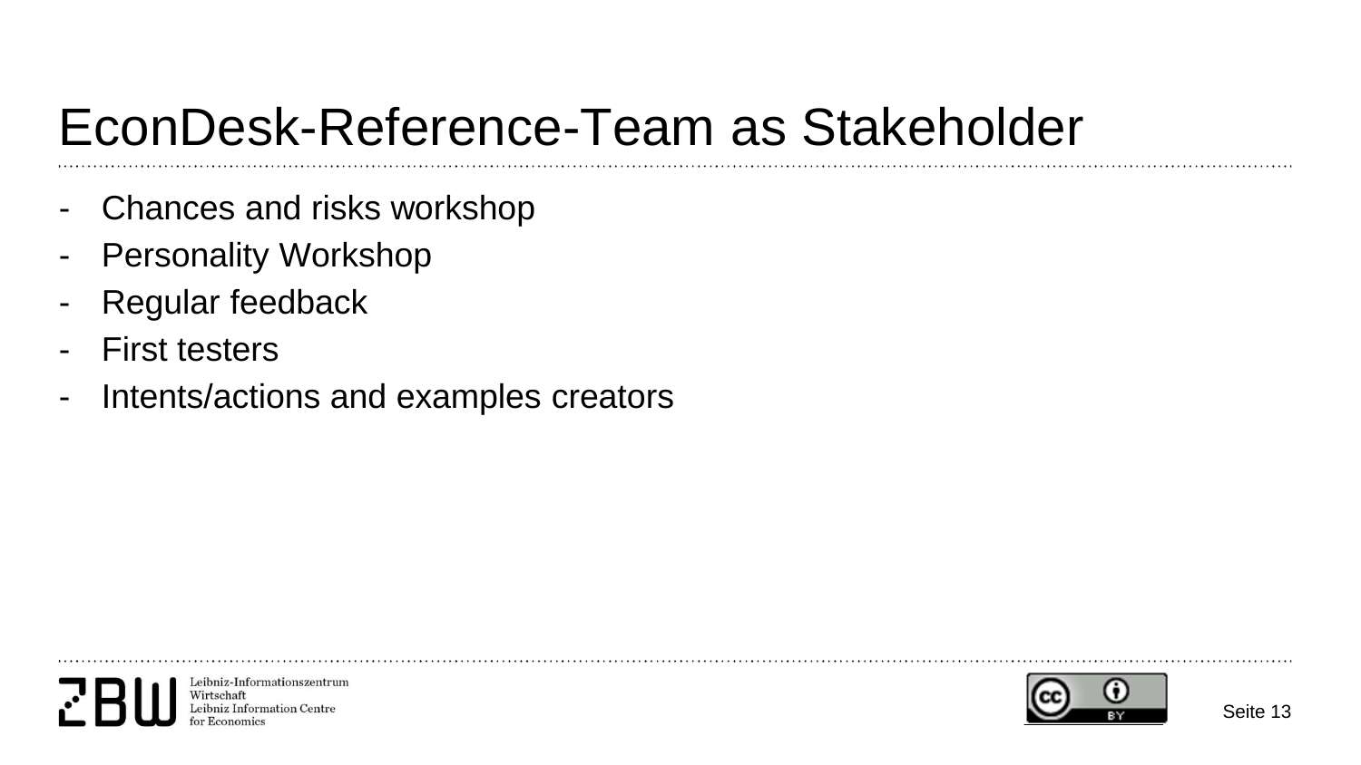# EonDesk-Reference-Team as Stakeholder

- Chances and risks workshop
- Personality Workshop
- Regular feedback
- First testers
- Intents/actions and examples creators

# EconDesk-Reference-Team as Stakeholder

- Chances and risks workshop
- Personality Workshop
- Regular feedback
- First testers
- Intents/actions and examples creators